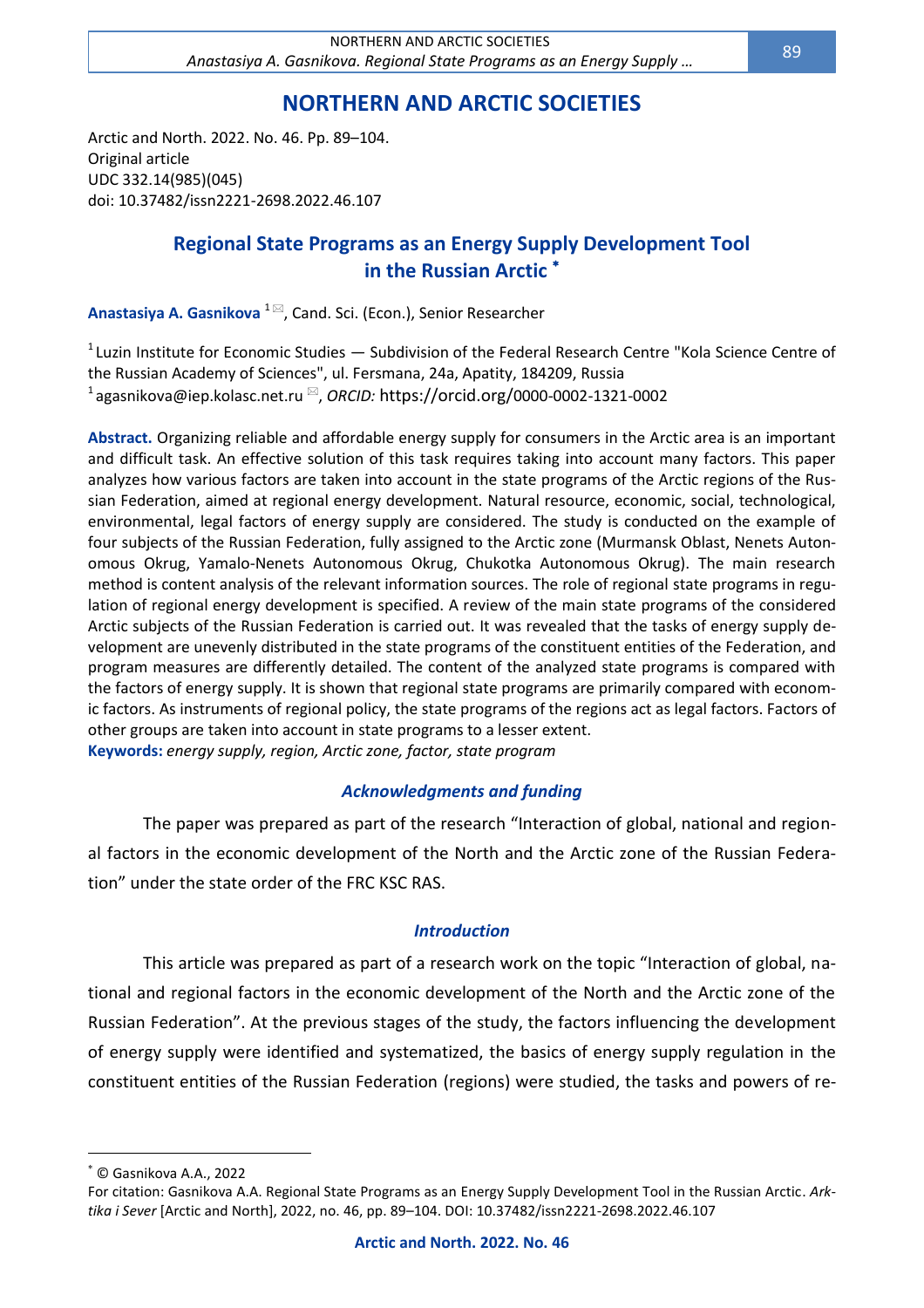# NORTHERN AND ARCTIC SOCIETIES

Arctic and North. 2022. No. 46. Pp. 89–104.
Original article
UDC 332.14(985)(045)
doi: 10.37482/issn2221-2698.2022.46.107

## Regional State Programs as an Energy Supply Development Tool in the Russian Arctic [*]

**Anastasiya A. Gasnikova** [1] ✉, Cand. Sci. (Econ.), Senior Researcher

[1] Luzin Institute for Economic Studies — Subdivision of the Federal Research Centre "Kola Science Centre of the Russian Academy of Sciences", ul. Fersmana, 24a, Apatity, 184209, Russia
[1] agasnikova@iep.kolasc.net.ru ✉, *ORCID:* https://orcid.org/0000-0002-1321-0002

**Abstract.** Organizing reliable and affordable energy supply for consumers in the Arctic area is an important and difficult task. An effective solution of this task requires taking into account many factors. This paper analyzes how various factors are taken into account in the state programs of the Arctic regions of the Russian Federation, aimed at regional energy development. Natural resource, economic, social, technological, environmental, legal factors of energy supply are considered. The study is conducted on the example of four subjects of the Russian Federation, fully assigned to the Arctic zone (Murmansk Oblast, Nenets Autonomous Okrug, Yamalo-Nenets Autonomous Okrug, Chukotka Autonomous Okrug). The main research method is content analysis of the relevant information sources. The role of regional state programs in regulation of regional energy development is specified. A review of the main state programs of the considered Arctic subjects of the Russian Federation is carried out. It was revealed that the tasks of energy supply development are unevenly distributed in the state programs of the constituent entities of the Federation, and program measures are differently detailed. The content of the analyzed state programs is compared with the factors of energy supply. It is shown that regional state programs are primarily compared with economic factors. As instruments of regional policy, the state programs of the regions act as legal factors. Factors of other groups are taken into account in state programs to a lesser extent.

**Keywords:** *energy supply, region, Arctic zone, factor, state program*

### *Acknowledgments and funding*

The paper was prepared as part of the research “Interaction of global, national and regional factors in the economic development of the North and the Arctic zone of the Russian Federation” under the state order of the FRC KSC RAS.

### *Introduction*

This article was prepared as part of a research work on the topic “Interaction of global, national and regional factors in the economic development of the North and the Arctic zone of the Russian Federation”. At the previous stages of the study, the factors influencing the development of energy supply were identified and systematized, the basics of energy supply regulation in the constituent entities of the Russian Federation (regions) were studied, the tasks and powers of re-

---

[*] © Gasnikova A.A., 2022

For citation: Gasnikova A.A. Regional State Programs as an Energy Supply Development Tool in the Russian Arctic. *Arktika i Sever* [Arctic and North], 2022, no. 46, pp. 89–104. DOI: 10.37482/issn2221-2698.2022.46.107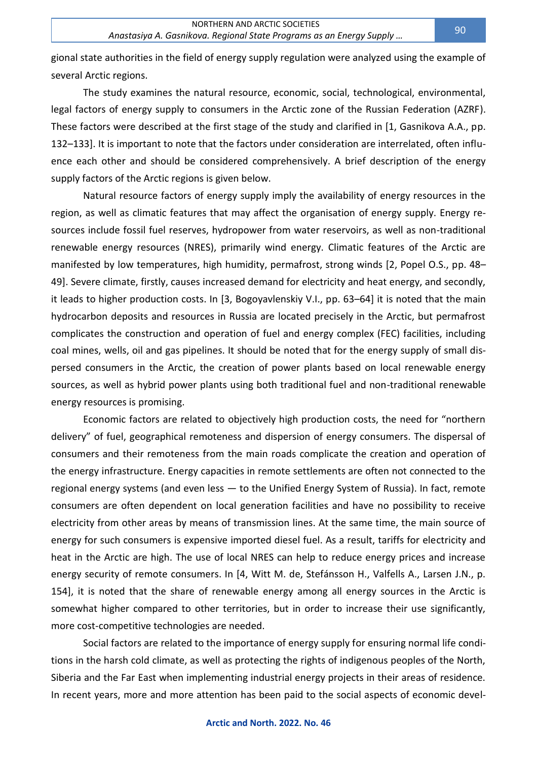gional state authorities in the field of energy supply regulation were analyzed using the example of several Arctic regions.

The study examines the natural resource, economic, social, technological, environmental, legal factors of energy supply to consumers in the Arctic zone of the Russian Federation (AZRF). These factors were described at the first stage of the study and clarified in [1, Gasnikova A.A., pp. 132–133]. It is important to note that the factors under consideration are interrelated, often influence each other and should be considered comprehensively. A brief description of the energy supply factors of the Arctic regions is given below.

Natural resource factors of energy supply imply the availability of energy resources in the region, as well as climatic features that may affect the organisation of energy supply. Energy resources include fossil fuel reserves, hydropower from water reservoirs, as well as non-traditional renewable energy resources (NRES), primarily wind energy. Climatic features of the Arctic are manifested by low temperatures, high humidity, permafrost, strong winds [2, Popel O.S., pp. 48–49]. Severe climate, firstly, causes increased demand for electricity and heat energy, and secondly, it leads to higher production costs. In [3, Bogoyavlenskiy V.I., pp. 63–64] it is noted that the main hydrocarbon deposits and resources in Russia are located precisely in the Arctic, but permafrost complicates the construction and operation of fuel and energy complex (FEC) facilities, including coal mines, wells, oil and gas pipelines. It should be noted that for the energy supply of small dispersed consumers in the Arctic, the creation of power plants based on local renewable energy sources, as well as hybrid power plants using both traditional fuel and non-traditional renewable energy resources is promising.

Economic factors are related to objectively high production costs, the need for "northern delivery" of fuel, geographical remoteness and dispersion of energy consumers. The dispersal of consumers and their remoteness from the main roads complicate the creation and operation of the energy infrastructure. Energy capacities in remote settlements are often not connected to the regional energy systems (and even less — to the Unified Energy System of Russia). In fact, remote consumers are often dependent on local generation facilities and have no possibility to receive electricity from other areas by means of transmission lines. At the same time, the main source of energy for such consumers is expensive imported diesel fuel. As a result, tariffs for electricity and heat in the Arctic are high. The use of local NRES can help to reduce energy prices and increase energy security of remote consumers. In [4, Witt M. de, Stefánsson H., Valfells A., Larsen J.N., p. 154], it is noted that the share of renewable energy among all energy sources in the Arctic is somewhat higher compared to other territories, but in order to increase their use significantly, more cost-competitive technologies are needed.

Social factors are related to the importance of energy supply for ensuring normal life conditions in the harsh cold climate, as well as protecting the rights of indigenous peoples of the North, Siberia and the Far East when implementing industrial energy projects in their areas of residence. In recent years, more and more attention has been paid to the social aspects of economic devel-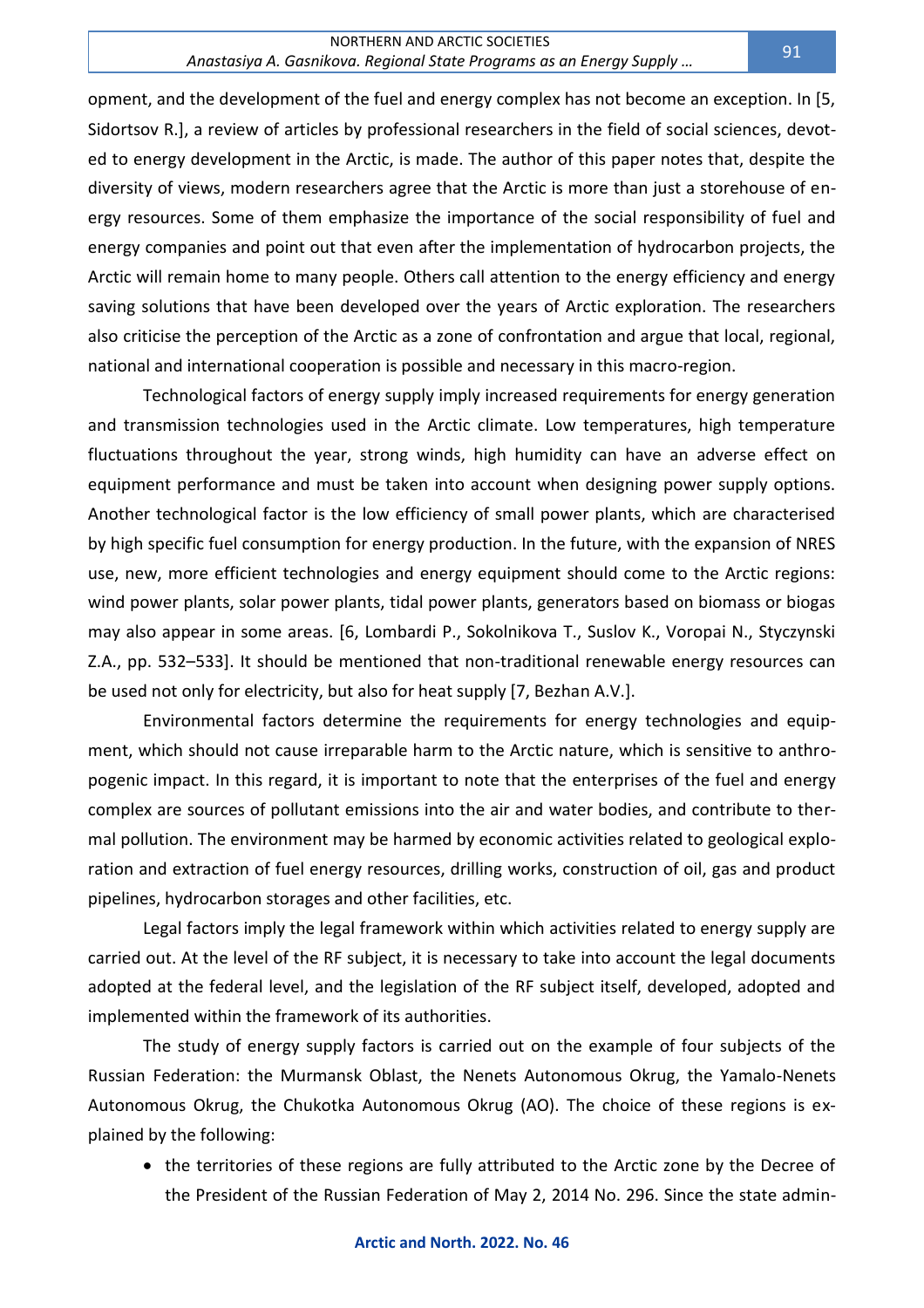opment, and the development of the fuel and energy complex has not become an exception. In [5, Sidortsov R.], a review of articles by professional researchers in the field of social sciences, devoted to energy development in the Arctic, is made. The author of this paper notes that, despite the diversity of views, modern researchers agree that the Arctic is more than just a storehouse of energy resources. Some of them emphasize the importance of the social responsibility of fuel and energy companies and point out that even after the implementation of hydrocarbon projects, the Arctic will remain home to many people. Others call attention to the energy efficiency and energy saving solutions that have been developed over the years of Arctic exploration. The researchers also criticise the perception of the Arctic as a zone of confrontation and argue that local, regional, national and international cooperation is possible and necessary in this macro-region.

Technological factors of energy supply imply increased requirements for energy generation and transmission technologies used in the Arctic climate. Low temperatures, high temperature fluctuations throughout the year, strong winds, high humidity can have an adverse effect on equipment performance and must be taken into account when designing power supply options. Another technological factor is the low efficiency of small power plants, which are characterised by high specific fuel consumption for energy production. In the future, with the expansion of NRES use, new, more efficient technologies and energy equipment should come to the Arctic regions: wind power plants, solar power plants, tidal power plants, generators based on biomass or biogas may also appear in some areas. [6, Lombardi P., Sokolnikova T., Suslov K., Voropai N., Styczynski Z.A., pp. 532–533]. It should be mentioned that non-traditional renewable energy resources can be used not only for electricity, but also for heat supply [7, Bezhan A.V.].

Environmental factors determine the requirements for energy technologies and equipment, which should not cause irreparable harm to the Arctic nature, which is sensitive to anthropogenic impact. In this regard, it is important to note that the enterprises of the fuel and energy complex are sources of pollutant emissions into the air and water bodies, and contribute to thermal pollution. The environment may be harmed by economic activities related to geological exploration and extraction of fuel energy resources, drilling works, construction of oil, gas and product pipelines, hydrocarbon storages and other facilities, etc.

Legal factors imply the legal framework within which activities related to energy supply are carried out. At the level of the RF subject, it is necessary to take into account the legal documents adopted at the federal level, and the legislation of the RF subject itself, developed, adopted and implemented within the framework of its authorities.

The study of energy supply factors is carried out on the example of four subjects of the Russian Federation: the Murmansk Oblast, the Nenets Autonomous Okrug, the Yamalo-Nenets Autonomous Okrug, the Chukotka Autonomous Okrug (AO). The choice of these regions is explained by the following:

- the territories of these regions are fully attributed to the Arctic zone by the Decree of the President of the Russian Federation of May 2, 2014 No. 296. Since the state admin-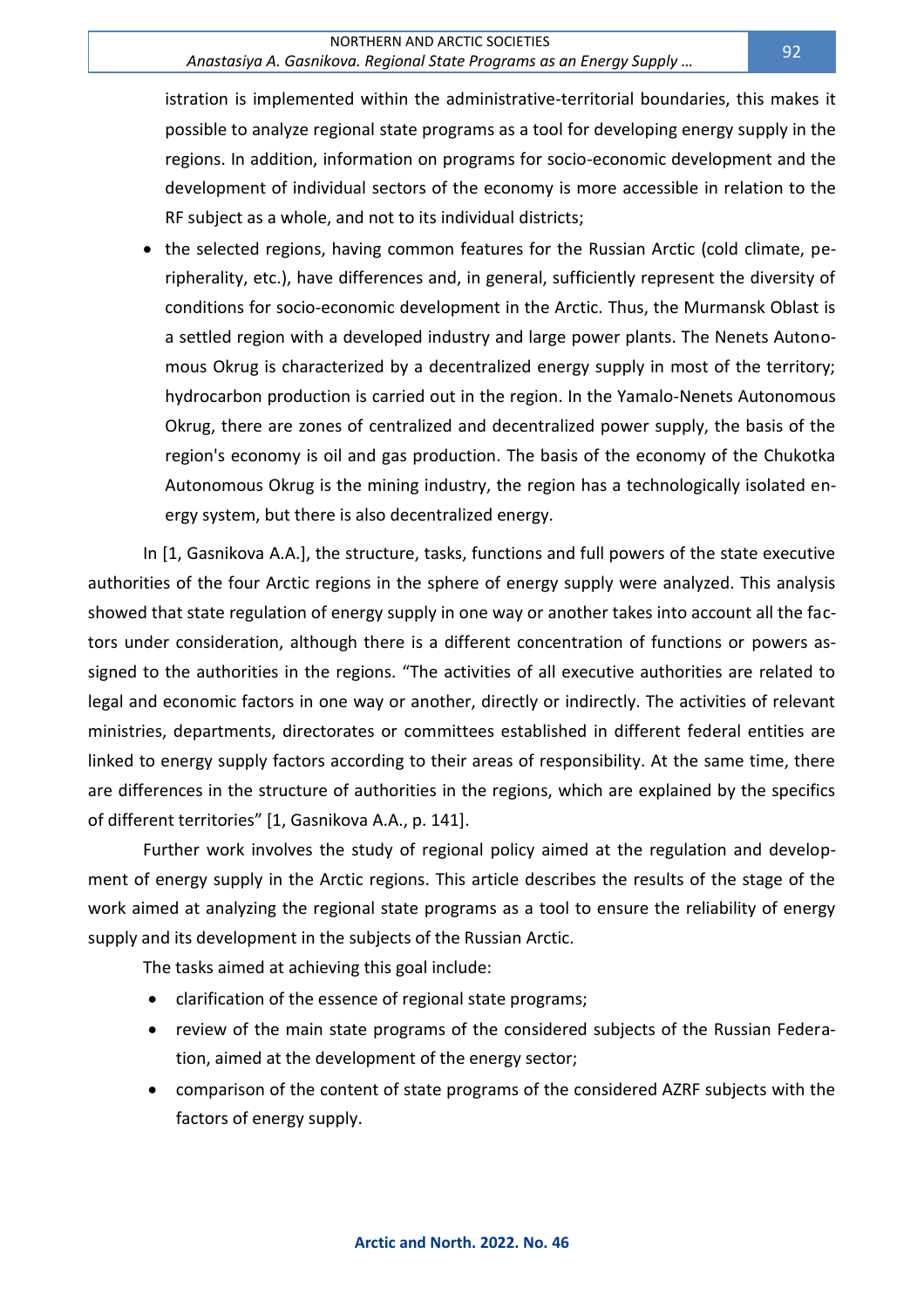istration is implemented within the administrative-territorial boundaries, this makes it possible to analyze regional state programs as a tool for developing energy supply in the regions. In addition, information on programs for socio-economic development and the development of individual sectors of the economy is more accessible in relation to the RF subject as a whole, and not to its individual districts;

- the selected regions, having common features for the Russian Arctic (cold climate, peripherality, etc.), have differences and, in general, sufficiently represent the diversity of conditions for socio-economic development in the Arctic. Thus, the Murmansk Oblast is a settled region with a developed industry and large power plants. The Nenets Autonomous Okrug is characterized by a decentralized energy supply in most of the territory; hydrocarbon production is carried out in the region. In the Yamalo-Nenets Autonomous Okrug, there are zones of centralized and decentralized power supply, the basis of the region's economy is oil and gas production. The basis of the economy of the Chukotka Autonomous Okrug is the mining industry, the region has a technologically isolated energy system, but there is also decentralized energy.

In [1, Gasnikova A.A.], the structure, tasks, functions and full powers of the state executive authorities of the four Arctic regions in the sphere of energy supply were analyzed. This analysis showed that state regulation of energy supply in one way or another takes into account all the factors under consideration, although there is a different concentration of functions or powers assigned to the authorities in the regions. "The activities of all executive authorities are related to legal and economic factors in one way or another, directly or indirectly. The activities of relevant ministries, departments, directorates or committees established in different federal entities are linked to energy supply factors according to their areas of responsibility. At the same time, there are differences in the structure of authorities in the regions, which are explained by the specifics of different territories" [1, Gasnikova A.A., p. 141].

Further work involves the study of regional policy aimed at the regulation and development of energy supply in the Arctic regions. This article describes the results of the stage of the work aimed at analyzing the regional state programs as a tool to ensure the reliability of energy supply and its development in the subjects of the Russian Arctic.

The tasks aimed at achieving this goal include:

- clarification of the essence of regional state programs;
- review of the main state programs of the considered subjects of the Russian Federation, aimed at the development of the energy sector;
- comparison of the content of state programs of the considered AZRF subjects with the factors of energy supply.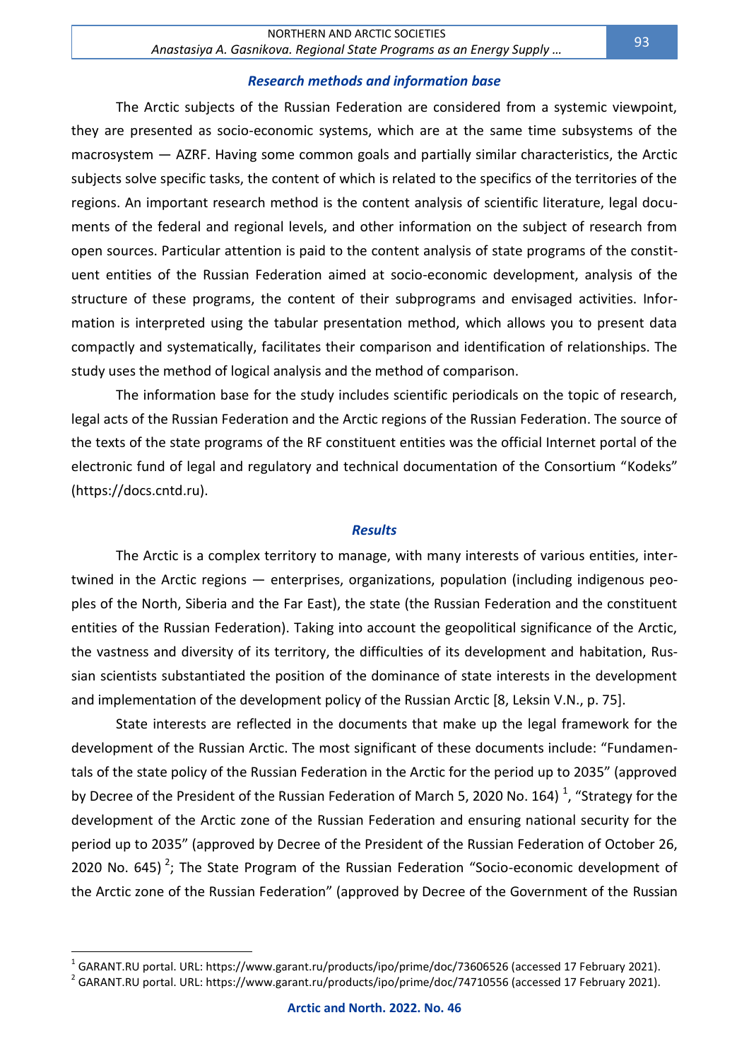## *Research methods and information base*

The Arctic subjects of the Russian Federation are considered from a systemic viewpoint, they are presented as socio-economic systems, which are at the same time subsystems of the macrosystem — AZRF. Having some common goals and partially similar characteristics, the Arctic subjects solve specific tasks, the content of which is related to the specifics of the territories of the regions. An important research method is the content analysis of scientific literature, legal documents of the federal and regional levels, and other information on the subject of research from open sources. Particular attention is paid to the content analysis of state programs of the constituent entities of the Russian Federation aimed at socio-economic development, analysis of the structure of these programs, the content of their subprograms and envisaged activities. Information is interpreted using the tabular presentation method, which allows you to present data compactly and systematically, facilitates their comparison and identification of relationships. The study uses the method of logical analysis and the method of comparison.

The information base for the study includes scientific periodicals on the topic of research, legal acts of the Russian Federation and the Arctic regions of the Russian Federation. The source of the texts of the state programs of the RF constituent entities was the official Internet portal of the electronic fund of legal and regulatory and technical documentation of the Consortium "Kodeks" (https://docs.cntd.ru).

## *Results*

The Arctic is a complex territory to manage, with many interests of various entities, intertwined in the Arctic regions — enterprises, organizations, population (including indigenous peoples of the North, Siberia and the Far East), the state (the Russian Federation and the constituent entities of the Russian Federation). Taking into account the geopolitical significance of the Arctic, the vastness and diversity of its territory, the difficulties of its development and habitation, Russian scientists substantiated the position of the dominance of state interests in the development and implementation of the development policy of the Russian Arctic [8, Leksin V.N., p. 75].

State interests are reflected in the documents that make up the legal framework for the development of the Russian Arctic. The most significant of these documents include: "Fundamentals of the state policy of the Russian Federation in the Arctic for the period up to 2035" (approved by Decree of the President of the Russian Federation of March 5, 2020 No. 164) [1], "Strategy for the development of the Arctic zone of the Russian Federation and ensuring national security for the period up to 2035" (approved by Decree of the President of the Russian Federation of October 26, 2020 No. 645) [2]; The State Program of the Russian Federation "Socio-economic development of the Arctic zone of the Russian Federation" (approved by Decree of the Government of the Russian

[1] GARANT.RU portal. URL: https://www.garant.ru/products/ipo/prime/doc/73606526 (accessed 17 February 2021).

[2] GARANT.RU portal. URL: https://www.garant.ru/products/ipo/prime/doc/74710556 (accessed 17 February 2021).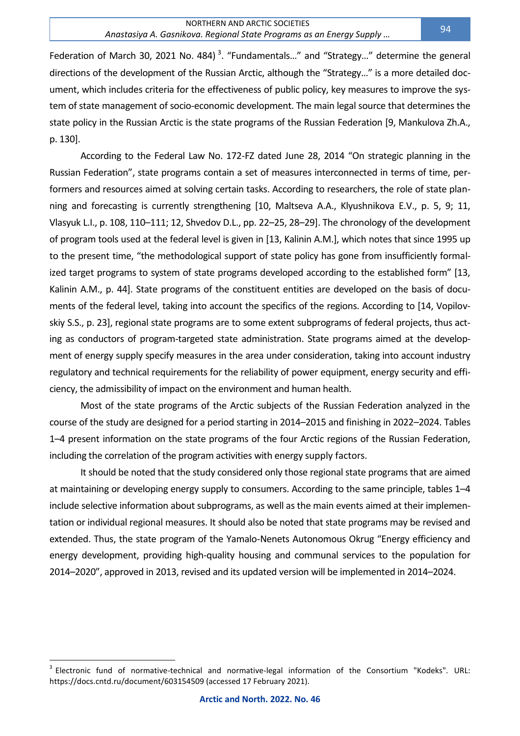Federation of March 30, 2021 No. 484) [3]. "Fundamentals…" and "Strategy…" determine the general directions of the development of the Russian Arctic, although the "Strategy…" is a more detailed document, which includes criteria for the effectiveness of public policy, key measures to improve the system of state management of socio-economic development. The main legal source that determines the state policy in the Russian Arctic is the state programs of the Russian Federation [9, Mankulova Zh.A., p. 130].

According to the Federal Law No. 172-FZ dated June 28, 2014 "On strategic planning in the Russian Federation", state programs contain a set of measures interconnected in terms of time, performers and resources aimed at solving certain tasks. According to researchers, the role of state planning and forecasting is currently strengthening [10, Maltseva A.A., Klyushnikova E.V., p. 5, 9; 11, Vlasyuk L.I., p. 108, 110–111; 12, Shvedov D.L., pp. 22–25, 28–29]. The chronology of the development of program tools used at the federal level is given in [13, Kalinin A.M.], which notes that since 1995 up to the present time, "the methodological support of state policy has gone from insufficiently formalized target programs to system of state programs developed according to the established form" [13, Kalinin A.M., p. 44]. State programs of the constituent entities are developed on the basis of documents of the federal level, taking into account the specifics of the regions. According to [14, Vopilovskiy S.S., p. 23], regional state programs are to some extent subprograms of federal projects, thus acting as conductors of program-targeted state administration. State programs aimed at the development of energy supply specify measures in the area under consideration, taking into account industry regulatory and technical requirements for the reliability of power equipment, energy security and efficiency, the admissibility of impact on the environment and human health.

Most of the state programs of the Arctic subjects of the Russian Federation analyzed in the course of the study are designed for a period starting in 2014–2015 and finishing in 2022–2024. Tables 1–4 present information on the state programs of the four Arctic regions of the Russian Federation, including the correlation of the program activities with energy supply factors.

It should be noted that the study considered only those regional state programs that are aimed at maintaining or developing energy supply to consumers. According to the same principle, tables 1–4 include selective information about subprograms, as well as the main events aimed at their implementation or individual regional measures. It should also be noted that state programs may be revised and extended. Thus, the state program of the Yamalo-Nenets Autonomous Okrug "Energy efficiency and energy development, providing high-quality housing and communal services to the population for 2014–2020", approved in 2013, revised and its updated version will be implemented in 2014–2024.

[3] Electronic fund of normative-technical and normative-legal information of the Consortium "Kodeks". URL: https://docs.cntd.ru/document/603154509 (accessed 17 February 2021).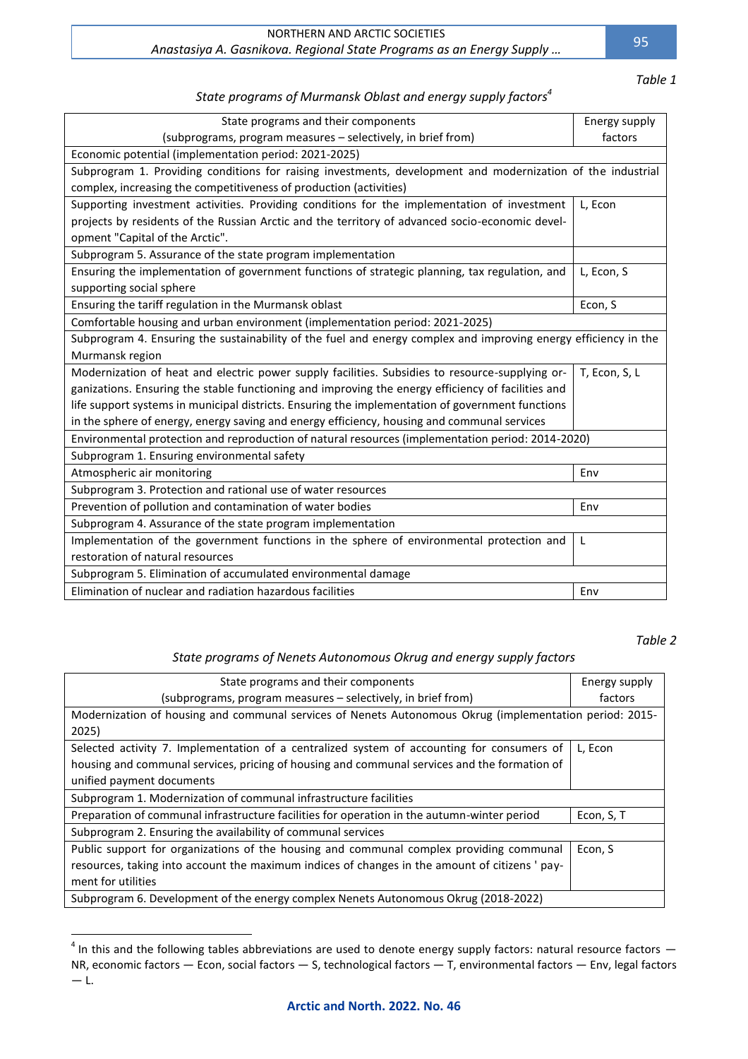*Table 1*

*State programs of Murmansk Oblast and energy supply factors*[4]

| State programs and their components (subprograms, program measures – selectively, in brief from) | Energy supply factors |
|---|---|
| Economic potential (implementation period: 2021-2025) | |
| Subprogram 1. Providing conditions for raising investments, development and modernization of the industrial complex, increasing the competitiveness of production (activities) | |
| Supporting investment activities. Providing conditions for the implementation of investment projects by residents of the Russian Arctic and the territory of advanced socio-economic development "Capital of the Arctic". | L, Econ |
| Subprogram 5. Assurance of the state program implementation | |
| Ensuring the implementation of government functions of strategic planning, tax regulation, and supporting social sphere | L, Econ, S |
| Ensuring the tariff regulation in the Murmansk oblast | Econ, S |
| Comfortable housing and urban environment (implementation period: 2021-2025) | |
| Subprogram 4. Ensuring the sustainability of the fuel and energy complex and improving energy efficiency in the Murmansk region | |
| Modernization of heat and electric power supply facilities. Subsidies to resource-supplying organizations. Ensuring the stable functioning and improving the energy efficiency of facilities and life support systems in municipal districts. Ensuring the implementation of government functions in the sphere of energy, energy saving and energy efficiency, housing and communal services | T, Econ, S, L |
| Environmental protection and reproduction of natural resources (implementation period: 2014-2020) | |
| Subprogram 1. Ensuring environmental safety | |
| Atmospheric air monitoring | Env |
| Subprogram 3. Protection and rational use of water resources | |
| Prevention of pollution and contamination of water bodies | Env |
| Subprogram 4. Assurance of the state program implementation | |
| Implementation of the government functions in the sphere of environmental protection and restoration of natural resources | L |
| Subprogram 5. Elimination of accumulated environmental damage | |
| Elimination of nuclear and radiation hazardous facilities | Env |

*Table 2*

*State programs of Nenets Autonomous Okrug and energy supply factors*

| State programs and their components (subprograms, program measures – selectively, in brief from) | Energy supply factors |
|---|---|
| Modernization of housing and communal services of Nenets Autonomous Okrug (implementation period: 2015-2025) | |
| Selected activity 7. Implementation of a centralized system of accounting for consumers of housing and communal services, pricing of housing and communal services and the formation of unified payment documents | L, Econ |
| Subprogram 1. Modernization of communal infrastructure facilities | |
| Preparation of communal infrastructure facilities for operation in the autumn-winter period | Econ, S, T |
| Subprogram 2. Ensuring the availability of communal services | |
| Public support for organizations of the housing and communal complex providing communal resources, taking into account the maximum indices of changes in the amount of citizens ' payment for utilities | Econ, S |
| Subprogram 6. Development of the energy complex Nenets Autonomous Okrug (2018-2022) | |

[4] In this and the following tables abbreviations are used to denote energy supply factors: natural resource factors — NR, economic factors — Econ, social factors — S, technological factors — T, environmental factors — Env, legal factors — L.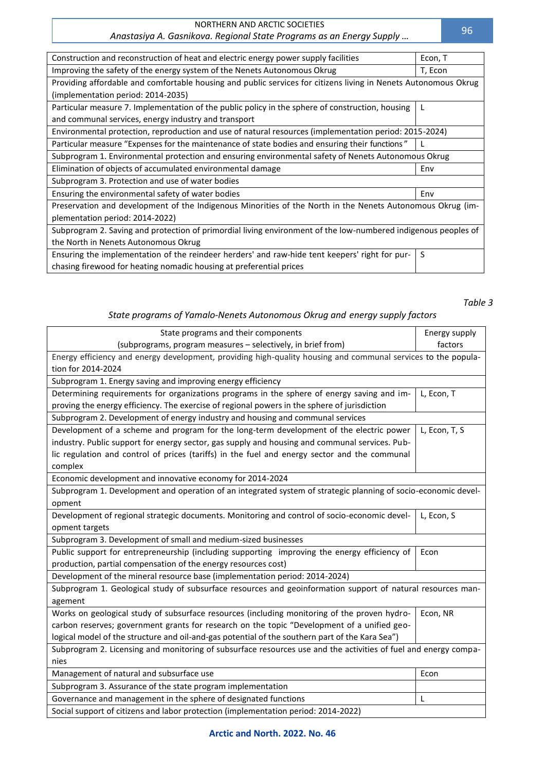| | |
|---|---|
| Construction and reconstruction of heat and electric energy power supply facilities | Econ, T |
| Improving the safety of the energy system of the Nenets Autonomous Okrug | T, Econ |
| Providing affordable and comfortable housing and public services for citizens living in Nenets Autonomous Okrug (implementation period: 2014-2035) | |
| Particular measure 7. Implementation of the public policy in the sphere of construction, housing and communal services, energy industry and transport | L |
| Environmental protection, reproduction and use of natural resources (implementation period: 2015-2024) | |
| Particular measure "Expenses for the maintenance of state bodies and ensuring their functions" | L |
| Subprogram 1. Environmental protection and ensuring environmental safety of Nenets Autonomous Okrug | |
| Elimination of objects of accumulated environmental damage | Env |
| Subprogram 3. Protection and use of water bodies | |
| Ensuring the environmental safety of water bodies | Env |
| Preservation and development of the Indigenous Minorities of the North in the Nenets Autonomous Okrug (implementation period: 2014-2022) | |
| Subprogram 2. Saving and protection of primordial living environment of the low-numbered indigenous peoples of the North in Nenets Autonomous Okrug | |
| Ensuring the implementation of the reindeer herders' and raw-hide tent keepers' right for purchasing firewood for heating nomadic housing at preferential prices | S |

*Table 3*

*State programs of Yamalo-Nenets Autonomous Okrug and energy supply factors*

| State programs and their components (subprograms, program measures – selectively, in brief from) | Energy supply factors |
|---|---|
| Energy efficiency and energy development, providing high-quality housing and communal services to the population for 2014-2024 | |
| Subprogram 1. Energy saving and improving energy efficiency | |
| Determining requirements for organizations programs in the sphere of energy saving and improving the energy efficiency. The exercise of regional powers in the sphere of jurisdiction | L, Econ, T |
| Subprogram 2. Development of energy industry and housing and communal services | |
| Development of a scheme and program for the long-term development of the electric power industry. Public support for energy sector, gas supply and housing and communal services. Public regulation and control of prices (tariffs) in the fuel and energy sector and the communal complex | L, Econ, T, S |
| Economic development and innovative economy for 2014-2024 | |
| Subprogram 1. Development and operation of an integrated system of strategic planning of socio-economic development | |
| Development of regional strategic documents. Monitoring and control of socio-economic development targets | L, Econ, S |
| Subprogram 3. Development of small and medium-sized businesses | |
| Public support for entrepreneurship (including supporting improving the energy efficiency of production, partial compensation of the energy resources cost) | Econ |
| Development of the mineral resource base (implementation period: 2014-2024) | |
| Subprogram 1. Geological study of subsurface resources and geoinformation support of natural resources management | |
| Works on geological study of subsurface resources (including monitoring of the proven hydrocarbon reserves; government grants for research on the topic "Development of a unified geological model of the structure and oil-and-gas potential of the southern part of the Kara Sea") | Econ, NR |
| Subprogram 2. Licensing and monitoring of subsurface resources use and the activities of fuel and energy companies | |
| Management of natural and subsurface use | Econ |
| Subprogram 3. Assurance of the state program implementation | |
| Governance and management in the sphere of designated functions | L |
| Social support of citizens and labor protection (implementation period: 2014-2022) | |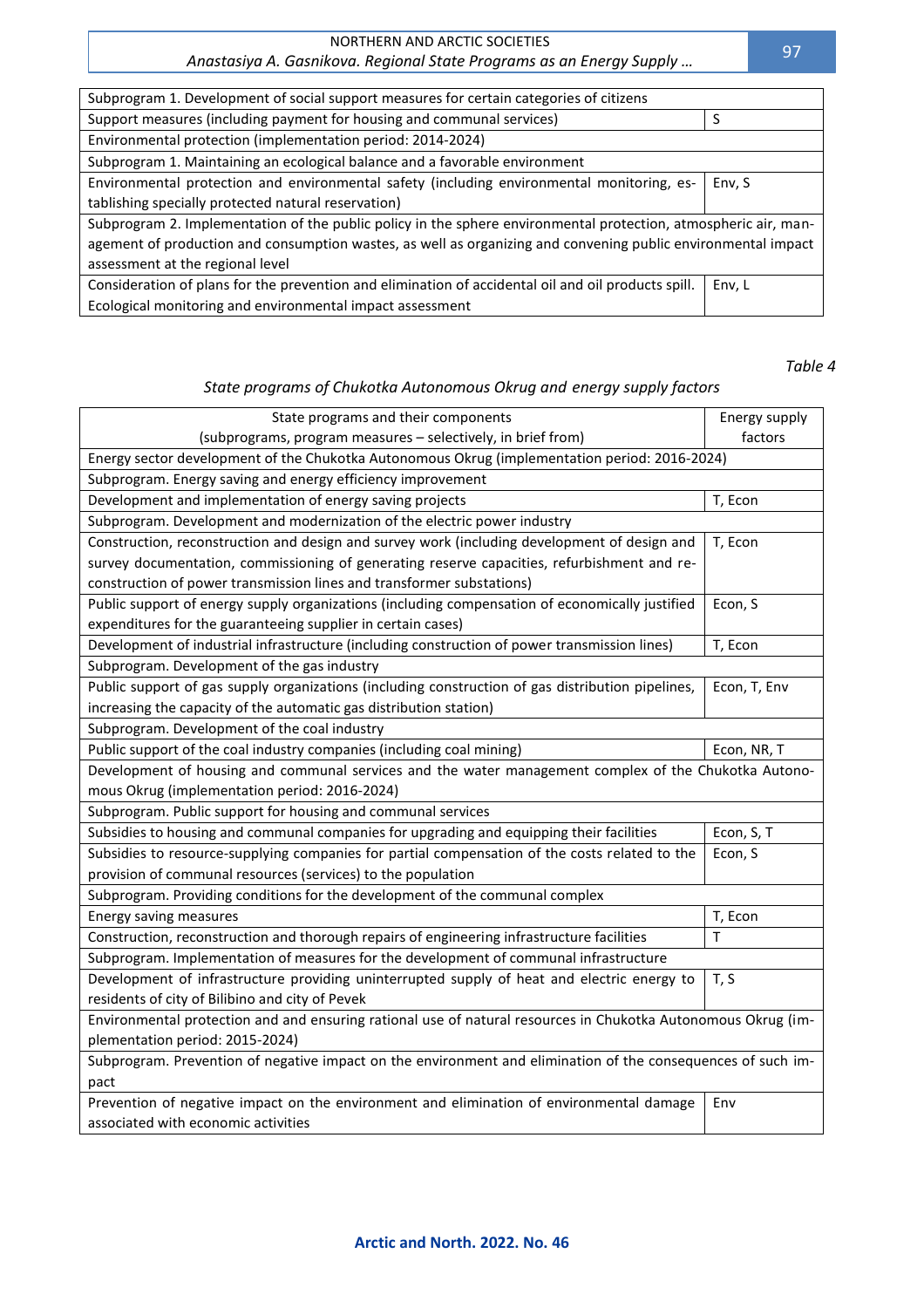| | |
|---|---|
| Subprogram 1. Development of social support measures for certain categories of citizens | |
| Support measures (including payment for housing and communal services) | S |
| Environmental protection (implementation period: 2014-2024) | |
| Subprogram 1. Maintaining an ecological balance and a favorable environment | |
| Environmental protection and environmental safety (including environmental monitoring, establishing specially protected natural reservation) | Env, S |
| Subprogram 2. Implementation of the public policy in the sphere environmental protection, atmospheric air, management of production and consumption wastes, as well as organizing and convening public environmental impact assessment at the regional level | |
| Consideration of plans for the prevention and elimination of accidental oil and oil products spill. Ecological monitoring and environmental impact assessment | Env, L |

*Table 4*

*State programs of Chukotka Autonomous Okrug and energy supply factors*

| State programs and their components (subprograms, program measures – selectively, in brief from) | Energy supply factors |
|---|---|
| Energy sector development of the Chukotka Autonomous Okrug (implementation period: 2016-2024) | |
| Subprogram. Energy saving and energy efficiency improvement | |
| Development and implementation of energy saving projects | T, Econ |
| Subprogram. Development and modernization of the electric power industry | |
| Construction, reconstruction and design and survey work (including development of design and survey documentation, commissioning of generating reserve capacities, refurbishment and reconstruction of power transmission lines and transformer substations) | T, Econ |
| Public support of energy supply organizations (including compensation of economically justified expenditures for the guaranteeing supplier in certain cases) | Econ, S |
| Development of industrial infrastructure (including construction of power transmission lines) | T, Econ |
| Subprogram. Development of the gas industry | |
| Public support of gas supply organizations (including construction of gas distribution pipelines, increasing the capacity of the automatic gas distribution station) | Econ, T, Env |
| Subprogram. Development of the coal industry | |
| Public support of the coal industry companies (including coal mining) | Econ, NR, T |
| Development of housing and communal services and the water management complex of the Chukotka Autonomous Okrug (implementation period: 2016-2024) | |
| Subprogram. Public support for housing and communal services | |
| Subsidies to housing and communal companies for upgrading and equipping their facilities | Econ, S, T |
| Subsidies to resource-supplying companies for partial compensation of the costs related to the provision of communal resources (services) to the population | Econ, S |
| Subprogram. Providing conditions for the development of the communal complex | |
| Energy saving measures | T, Econ |
| Construction, reconstruction and thorough repairs of engineering infrastructure facilities | T |
| Subprogram. Implementation of measures for the development of communal infrastructure | |
| Development of infrastructure providing uninterrupted supply of heat and electric energy to residents of city of Bilibino and city of Pevek | T, S |
| Environmental protection and and ensuring rational use of natural resources in Chukotka Autonomous Okrug (implementation period: 2015-2024) | |
| Subprogram. Prevention of negative impact on the environment and elimination of the consequences of such impact | |
| Prevention of negative impact on the environment and elimination of environmental damage associated with economic activities | Env |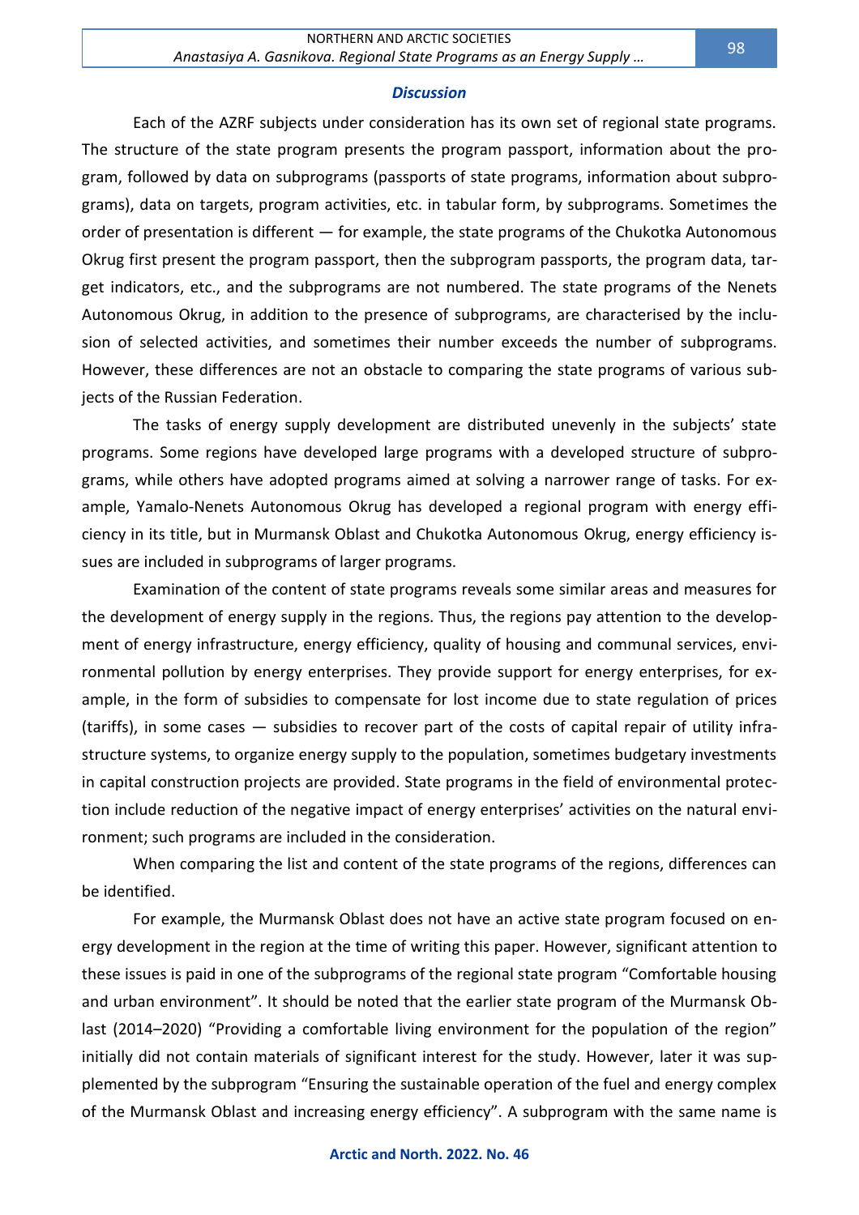### *Discussion*

Each of the AZRF subjects under consideration has its own set of regional state programs. The structure of the state program presents the program passport, information about the program, followed by data on subprograms (passports of state programs, information about subprograms), data on targets, program activities, etc. in tabular form, by subprograms. Sometimes the order of presentation is different — for example, the state programs of the Chukotka Autonomous Okrug first present the program passport, then the subprogram passports, the program data, target indicators, etc., and the subprograms are not numbered. The state programs of the Nenets Autonomous Okrug, in addition to the presence of subprograms, are characterised by the inclusion of selected activities, and sometimes their number exceeds the number of subprograms. However, these differences are not an obstacle to comparing the state programs of various subjects of the Russian Federation.

The tasks of energy supply development are distributed unevenly in the subjects' state programs. Some regions have developed large programs with a developed structure of subprograms, while others have adopted programs aimed at solving a narrower range of tasks. For example, Yamalo-Nenets Autonomous Okrug has developed a regional program with energy efficiency in its title, but in Murmansk Oblast and Chukotka Autonomous Okrug, energy efficiency issues are included in subprograms of larger programs.

Examination of the content of state programs reveals some similar areas and measures for the development of energy supply in the regions. Thus, the regions pay attention to the development of energy infrastructure, energy efficiency, quality of housing and communal services, environmental pollution by energy enterprises. They provide support for energy enterprises, for example, in the form of subsidies to compensate for lost income due to state regulation of prices (tariffs), in some cases — subsidies to recover part of the costs of capital repair of utility infrastructure systems, to organize energy supply to the population, sometimes budgetary investments in capital construction projects are provided. State programs in the field of environmental protection include reduction of the negative impact of energy enterprises' activities on the natural environment; such programs are included in the consideration.

When comparing the list and content of the state programs of the regions, differences can be identified.

For example, the Murmansk Oblast does not have an active state program focused on energy development in the region at the time of writing this paper. However, significant attention to these issues is paid in one of the subprograms of the regional state program "Comfortable housing and urban environment". It should be noted that the earlier state program of the Murmansk Oblast (2014–2020) "Providing a comfortable living environment for the population of the region" initially did not contain materials of significant interest for the study. However, later it was supplemented by the subprogram "Ensuring the sustainable operation of the fuel and energy complex of the Murmansk Oblast and increasing energy efficiency". A subprogram with the same name is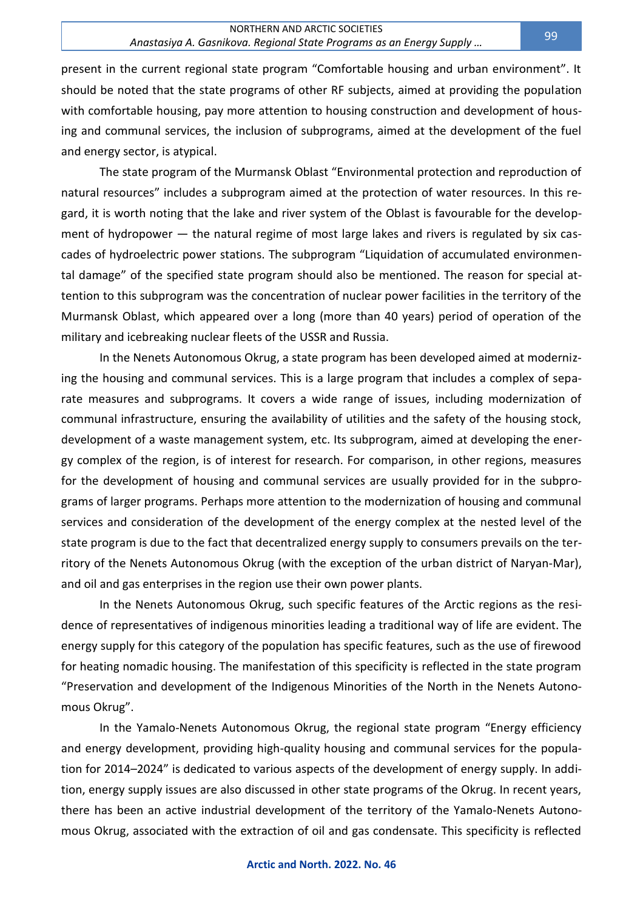present in the current regional state program "Comfortable housing and urban environment". It should be noted that the state programs of other RF subjects, aimed at providing the population with comfortable housing, pay more attention to housing construction and development of housing and communal services, the inclusion of subprograms, aimed at the development of the fuel and energy sector, is atypical.

The state program of the Murmansk Oblast "Environmental protection and reproduction of natural resources" includes a subprogram aimed at the protection of water resources. In this regard, it is worth noting that the lake and river system of the Oblast is favourable for the development of hydropower — the natural regime of most large lakes and rivers is regulated by six cascades of hydroelectric power stations. The subprogram "Liquidation of accumulated environmental damage" of the specified state program should also be mentioned. The reason for special attention to this subprogram was the concentration of nuclear power facilities in the territory of the Murmansk Oblast, which appeared over a long (more than 40 years) period of operation of the military and icebreaking nuclear fleets of the USSR and Russia.

In the Nenets Autonomous Okrug, a state program has been developed aimed at modernizing the housing and communal services. This is a large program that includes a complex of separate measures and subprograms. It covers a wide range of issues, including modernization of communal infrastructure, ensuring the availability of utilities and the safety of the housing stock, development of a waste management system, etc. Its subprogram, aimed at developing the energy complex of the region, is of interest for research. For comparison, in other regions, measures for the development of housing and communal services are usually provided for in the subprograms of larger programs. Perhaps more attention to the modernization of housing and communal services and consideration of the development of the energy complex at the nested level of the state program is due to the fact that decentralized energy supply to consumers prevails on the territory of the Nenets Autonomous Okrug (with the exception of the urban district of Naryan-Mar), and oil and gas enterprises in the region use their own power plants.

In the Nenets Autonomous Okrug, such specific features of the Arctic regions as the residence of representatives of indigenous minorities leading a traditional way of life are evident. The energy supply for this category of the population has specific features, such as the use of firewood for heating nomadic housing. The manifestation of this specificity is reflected in the state program "Preservation and development of the Indigenous Minorities of the North in the Nenets Autonomous Okrug".

In the Yamalo-Nenets Autonomous Okrug, the regional state program "Energy efficiency and energy development, providing high-quality housing and communal services for the population for 2014–2024" is dedicated to various aspects of the development of energy supply. In addition, energy supply issues are also discussed in other state programs of the Okrug. In recent years, there has been an active industrial development of the territory of the Yamalo-Nenets Autonomous Okrug, associated with the extraction of oil and gas condensate. This specificity is reflected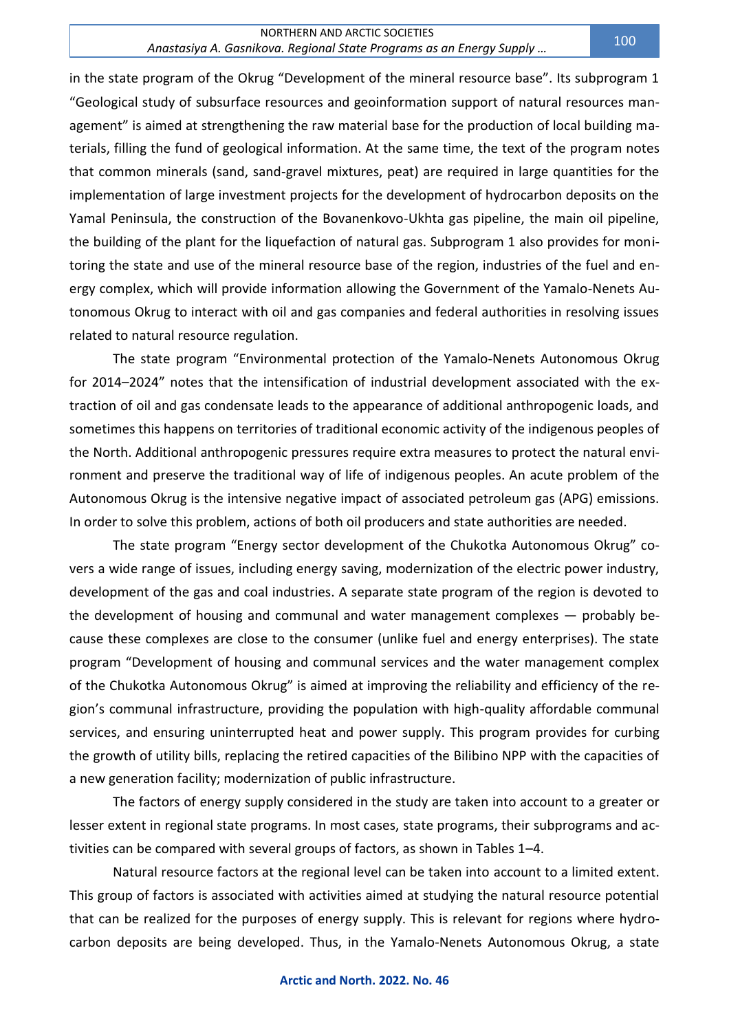in the state program of the Okrug "Development of the mineral resource base". Its subprogram 1 "Geological study of subsurface resources and geoinformation support of natural resources management" is aimed at strengthening the raw material base for the production of local building materials, filling the fund of geological information. At the same time, the text of the program notes that common minerals (sand, sand-gravel mixtures, peat) are required in large quantities for the implementation of large investment projects for the development of hydrocarbon deposits on the Yamal Peninsula, the construction of the Bovanenkovo-Ukhta gas pipeline, the main oil pipeline, the building of the plant for the liquefaction of natural gas. Subprogram 1 also provides for monitoring the state and use of the mineral resource base of the region, industries of the fuel and energy complex, which will provide information allowing the Government of the Yamalo-Nenets Autonomous Okrug to interact with oil and gas companies and federal authorities in resolving issues related to natural resource regulation.

The state program "Environmental protection of the Yamalo-Nenets Autonomous Okrug for 2014–2024" notes that the intensification of industrial development associated with the extraction of oil and gas condensate leads to the appearance of additional anthropogenic loads, and sometimes this happens on territories of traditional economic activity of the indigenous peoples of the North. Additional anthropogenic pressures require extra measures to protect the natural environment and preserve the traditional way of life of indigenous peoples. An acute problem of the Autonomous Okrug is the intensive negative impact of associated petroleum gas (APG) emissions. In order to solve this problem, actions of both oil producers and state authorities are needed.

The state program "Energy sector development of the Chukotka Autonomous Okrug" covers a wide range of issues, including energy saving, modernization of the electric power industry, development of the gas and coal industries. A separate state program of the region is devoted to the development of housing and communal and water management complexes — probably because these complexes are close to the consumer (unlike fuel and energy enterprises). The state program "Development of housing and communal services and the water management complex of the Chukotka Autonomous Okrug" is aimed at improving the reliability and efficiency of the region's communal infrastructure, providing the population with high-quality affordable communal services, and ensuring uninterrupted heat and power supply. This program provides for curbing the growth of utility bills, replacing the retired capacities of the Bilibino NPP with the capacities of a new generation facility; modernization of public infrastructure.

The factors of energy supply considered in the study are taken into account to a greater or lesser extent in regional state programs. In most cases, state programs, their subprograms and activities can be compared with several groups of factors, as shown in Tables 1–4.

Natural resource factors at the regional level can be taken into account to a limited extent. This group of factors is associated with activities aimed at studying the natural resource potential that can be realized for the purposes of energy supply. This is relevant for regions where hydrocarbon deposits are being developed. Thus, in the Yamalo-Nenets Autonomous Okrug, a state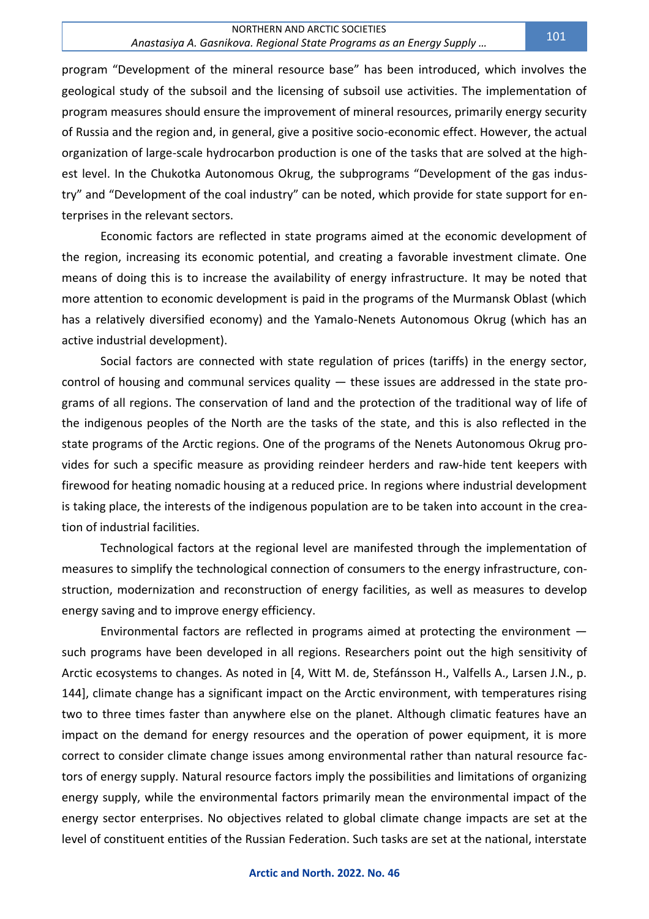program "Development of the mineral resource base" has been introduced, which involves the geological study of the subsoil and the licensing of subsoil use activities. The implementation of program measures should ensure the improvement of mineral resources, primarily energy security of Russia and the region and, in general, give a positive socio-economic effect. However, the actual organization of large-scale hydrocarbon production is one of the tasks that are solved at the highest level. In the Chukotka Autonomous Okrug, the subprograms "Development of the gas industry" and "Development of the coal industry" can be noted, which provide for state support for enterprises in the relevant sectors.

Economic factors are reflected in state programs aimed at the economic development of the region, increasing its economic potential, and creating a favorable investment climate. One means of doing this is to increase the availability of energy infrastructure. It may be noted that more attention to economic development is paid in the programs of the Murmansk Oblast (which has a relatively diversified economy) and the Yamalo-Nenets Autonomous Okrug (which has an active industrial development).

Social factors are connected with state regulation of prices (tariffs) in the energy sector, control of housing and communal services quality — these issues are addressed in the state programs of all regions. The conservation of land and the protection of the traditional way of life of the indigenous peoples of the North are the tasks of the state, and this is also reflected in the state programs of the Arctic regions. One of the programs of the Nenets Autonomous Okrug provides for such a specific measure as providing reindeer herders and raw-hide tent keepers with firewood for heating nomadic housing at a reduced price. In regions where industrial development is taking place, the interests of the indigenous population are to be taken into account in the creation of industrial facilities.

Technological factors at the regional level are manifested through the implementation of measures to simplify the technological connection of consumers to the energy infrastructure, construction, modernization and reconstruction of energy facilities, as well as measures to develop energy saving and to improve energy efficiency.

Environmental factors are reflected in programs aimed at protecting the environment — such programs have been developed in all regions. Researchers point out the high sensitivity of Arctic ecosystems to changes. As noted in [4, Witt M. de, Stefánsson H., Valfells A., Larsen J.N., p. 144], climate change has a significant impact on the Arctic environment, with temperatures rising two to three times faster than anywhere else on the planet. Although climatic features have an impact on the demand for energy resources and the operation of power equipment, it is more correct to consider climate change issues among environmental rather than natural resource factors of energy supply. Natural resource factors imply the possibilities and limitations of organizing energy supply, while the environmental factors primarily mean the environmental impact of the energy sector enterprises. No objectives related to global climate change impacts are set at the level of constituent entities of the Russian Federation. Such tasks are set at the national, interstate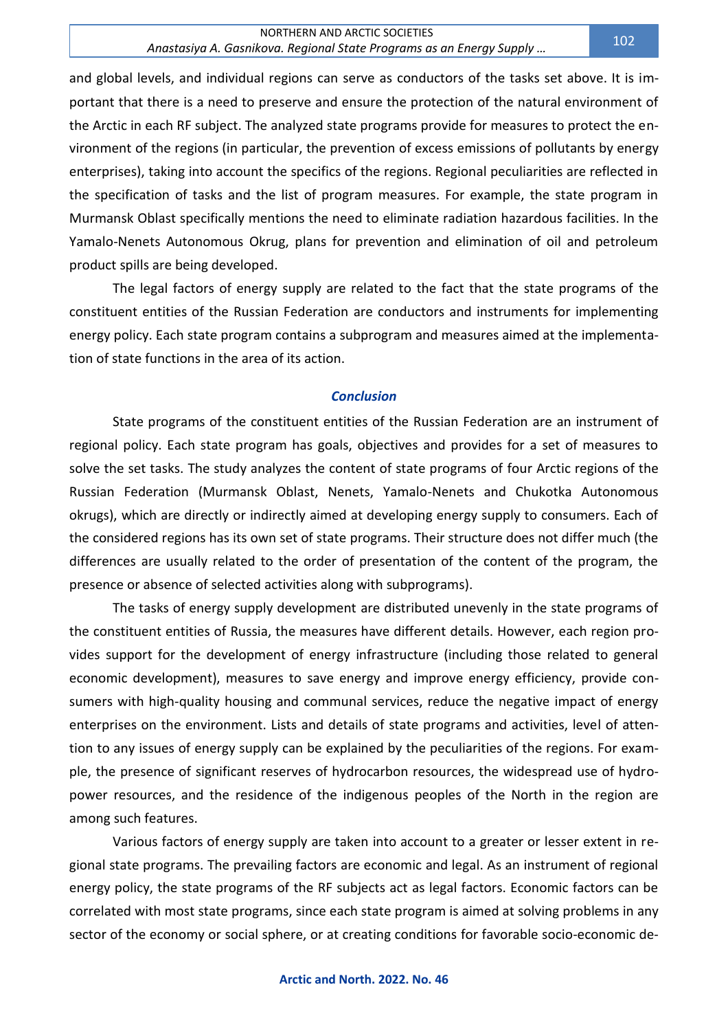and global levels, and individual regions can serve as conductors of the tasks set above. It is important that there is a need to preserve and ensure the protection of the natural environment of the Arctic in each RF subject. The analyzed state programs provide for measures to protect the environment of the regions (in particular, the prevention of excess emissions of pollutants by energy enterprises), taking into account the specifics of the regions. Regional peculiarities are reflected in the specification of tasks and the list of program measures. For example, the state program in Murmansk Oblast specifically mentions the need to eliminate radiation hazardous facilities. In the Yamalo-Nenets Autonomous Okrug, plans for prevention and elimination of oil and petroleum product spills are being developed.

The legal factors of energy supply are related to the fact that the state programs of the constituent entities of the Russian Federation are conductors and instruments for implementing energy policy. Each state program contains a subprogram and measures aimed at the implementation of state functions in the area of its action.

## *Conclusion*

State programs of the constituent entities of the Russian Federation are an instrument of regional policy. Each state program has goals, objectives and provides for a set of measures to solve the set tasks. The study analyzes the content of state programs of four Arctic regions of the Russian Federation (Murmansk Oblast, Nenets, Yamalo-Nenets and Chukotka Autonomous okrugs), which are directly or indirectly aimed at developing energy supply to consumers. Each of the considered regions has its own set of state programs. Their structure does not differ much (the differences are usually related to the order of presentation of the content of the program, the presence or absence of selected activities along with subprograms).

The tasks of energy supply development are distributed unevenly in the state programs of the constituent entities of Russia, the measures have different details. However, each region provides support for the development of energy infrastructure (including those related to general economic development), measures to save energy and improve energy efficiency, provide consumers with high-quality housing and communal services, reduce the negative impact of energy enterprises on the environment. Lists and details of state programs and activities, level of attention to any issues of energy supply can be explained by the peculiarities of the regions. For example, the presence of significant reserves of hydrocarbon resources, the widespread use of hydropower resources, and the residence of the indigenous peoples of the North in the region are among such features.

Various factors of energy supply are taken into account to a greater or lesser extent in regional state programs. The prevailing factors are economic and legal. As an instrument of regional energy policy, the state programs of the RF subjects act as legal factors. Economic factors can be correlated with most state programs, since each state program is aimed at solving problems in any sector of the economy or social sphere, or at creating conditions for favorable socio-economic de-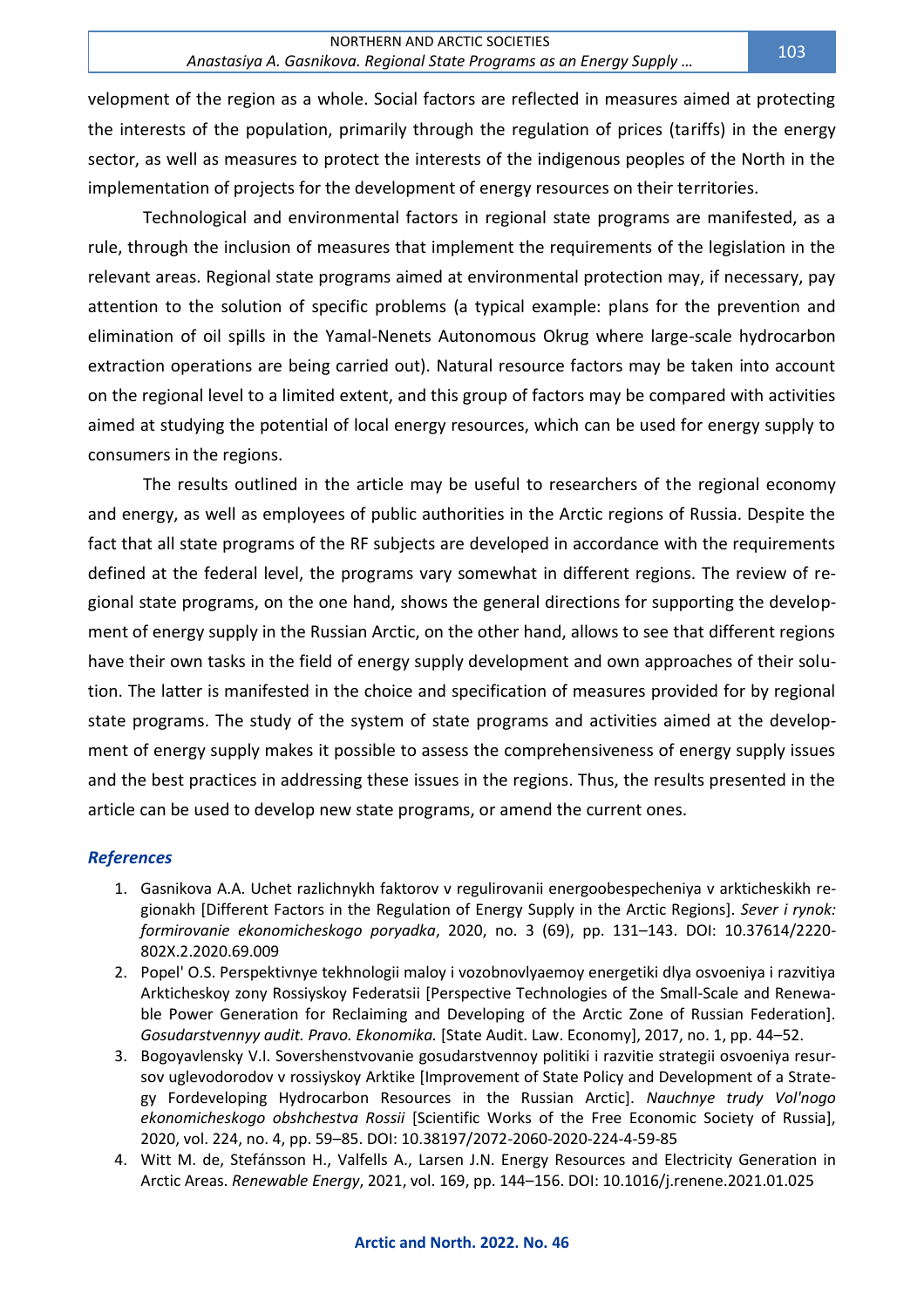velopment of the region as a whole. Social factors are reflected in measures aimed at protecting the interests of the population, primarily through the regulation of prices (tariffs) in the energy sector, as well as measures to protect the interests of the indigenous peoples of the North in the implementation of projects for the development of energy resources on their territories.

Technological and environmental factors in regional state programs are manifested, as a rule, through the inclusion of measures that implement the requirements of the legislation in the relevant areas. Regional state programs aimed at environmental protection may, if necessary, pay attention to the solution of specific problems (a typical example: plans for the prevention and elimination of oil spills in the Yamal-Nenets Autonomous Okrug where large-scale hydrocarbon extraction operations are being carried out). Natural resource factors may be taken into account on the regional level to a limited extent, and this group of factors may be compared with activities aimed at studying the potential of local energy resources, which can be used for energy supply to consumers in the regions.

The results outlined in the article may be useful to researchers of the regional economy and energy, as well as employees of public authorities in the Arctic regions of Russia. Despite the fact that all state programs of the RF subjects are developed in accordance with the requirements defined at the federal level, the programs vary somewhat in different regions. The review of regional state programs, on the one hand, shows the general directions for supporting the development of energy supply in the Russian Arctic, on the other hand, allows to see that different regions have their own tasks in the field of energy supply development and own approaches of their solution. The latter is manifested in the choice and specification of measures provided for by regional state programs. The study of the system of state programs and activities aimed at the development of energy supply makes it possible to assess the comprehensiveness of energy supply issues and the best practices in addressing these issues in the regions. Thus, the results presented in the article can be used to develop new state programs, or amend the current ones.

### *References*

1. Gasnikova A.A. Uchet razlichnykh faktorov v regulirovanii energoobespecheniya v arkticheskikh regionakh [Different Factors in the Regulation of Energy Supply in the Arctic Regions]. *Sever i rynok: formirovanie ekonomicheskogo poryadka*, 2020, no. 3 (69), pp. 131–143. DOI: 10.37614/2220-802X.2.2020.69.009
2. Popel' O.S. Perspektivnye tekhnologii maloy i vozobnovlyaemoy energetiki dlya osvoeniya i razvitiya Arkticheskoy zony Rossiyskoy Federatsii [Perspective Technologies of the Small-Scale and Renewable Power Generation for Reclaiming and Developing of the Arctic Zone of Russian Federation]. *Gosudarstvennyy audit. Pravo. Ekonomika.* [State Audit. Law. Economy], 2017, no. 1, pp. 44–52.
3. Bogoyavlensky V.I. Sovershenstvovanie gosudarstvennoy politiki i razvitie strategii osvoeniya resursov uglevodorodov v rossiyskoy Arktike [Improvement of State Policy and Development of a Strategy Fordeveloping Hydrocarbon Resources in the Russian Arctic]. *Nauchnye trudy Vol'nogo ekonomicheskogo obshchestva Rossii* [Scientific Works of the Free Economic Society of Russia], 2020, vol. 224, no. 4, pp. 59–85. DOI: 10.38197/2072-2060-2020-224-4-59-85
4. Witt M. de, Stefánsson H., Valfells A., Larsen J.N. Energy Resources and Electricity Generation in Arctic Areas. *Renewable Energy*, 2021, vol. 169, pp. 144–156. DOI: 10.1016/j.renene.2021.01.025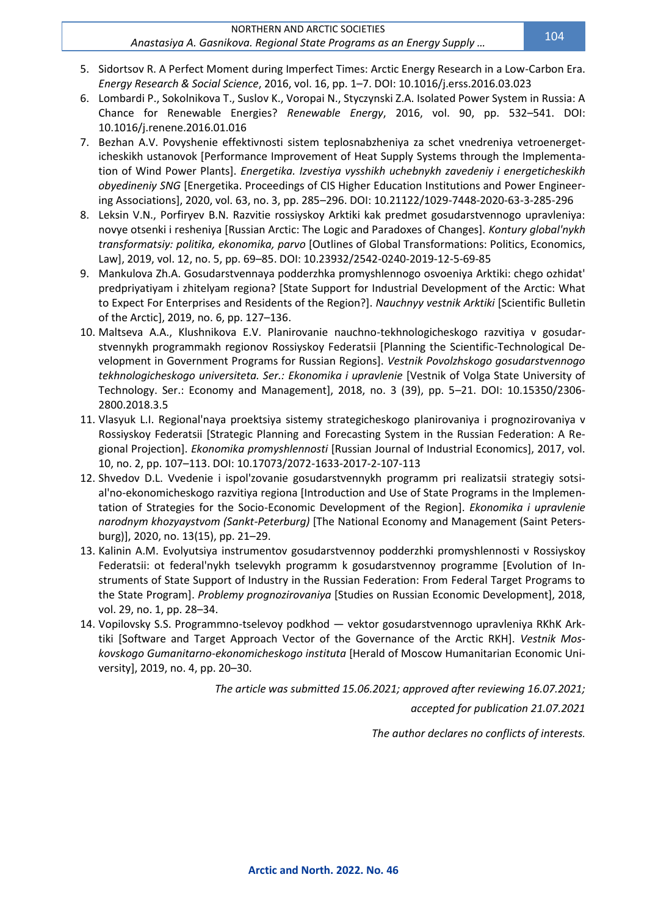5. Sidortsov R. A Perfect Moment during Imperfect Times: Arctic Energy Research in a Low-Carbon Era. *Energy Research & Social Science*, 2016, vol. 16, pp. 1–7. DOI: 10.1016/j.erss.2016.03.023
6. Lombardi P., Sokolnikova T., Suslov K., Voropai N., Styczynski Z.A. Isolated Power System in Russia: A Chance for Renewable Energies? *Renewable Energy*, 2016, vol. 90, pp. 532–541. DOI: 10.1016/j.renene.2016.01.016
7. Bezhan A.V. Povyshenie effektivnosti sistem teplosnabzheniya za schet vnedreniya vetroenergeticheskikh ustanovok [Performance Improvement of Heat Supply Systems through the Implementation of Wind Power Plants]. *Energetika. Izvestiya vysshikh uchebnykh zavedeniy i energeticheskikh obyedineniy SNG* [Energetika. Proceedings of CIS Higher Education Institutions and Power Engineering Associations], 2020, vol. 63, no. 3, pp. 285–296. DOI: 10.21122/1029-7448-2020-63-3-285-296
8. Leksin V.N., Porfiryev B.N. Razvitie rossiyskoy Arktiki kak predmet gosudarstvennogo upravleniya: novye otsenki i resheniya [Russian Arctic: The Logic and Paradoxes of Changes]. *Kontury global'nykh transformatsiy: politika, ekonomika, parvo* [Outlines of Global Transformations: Politics, Economics, Law], 2019, vol. 12, no. 5, pp. 69–85. DOI: 10.23932/2542-0240-2019-12-5-69-85
9. Mankulova Zh.A. Gosudarstvennaya podderzhka promyshlennogo osvoeniya Arktiki: chego ozhidat' predpriyatiyam i zhitelyam regiona? [State Support for Industrial Development of the Arctic: What to Expect For Enterprises and Residents of the Region?]. *Nauchnyy vestnik Arktiki* [Scientific Bulletin of the Arctic], 2019, no. 6, pp. 127–136.
10. Maltseva A.A., Klushnikova E.V. Planirovanie nauchno-tekhnologicheskogo razvitiya v gosudarstvennykh programmakh regionov Rossiyskoy Federatsii [Planning the Scientific-Technological Development in Government Programs for Russian Regions]. *Vestnik Povolzhskogo gosudarstvennogo tekhnologicheskogo universiteta. Ser.: Ekonomika i upravlenie* [Vestnik of Volga State University of Technology. Ser.: Economy and Management], 2018, no. 3 (39), pp. 5–21. DOI: 10.15350/2306-2800.2018.3.5
11. Vlasyuk L.I. Regional'naya proektsiya sistemy strategicheskogo planirovaniya i prognozirovaniya v Rossiyskoy Federatsii [Strategic Planning and Forecasting System in the Russian Federation: A Regional Projection]. *Ekonomika promyshlennosti* [Russian Journal of Industrial Economics], 2017, vol. 10, no. 2, pp. 107–113. DOI: 10.17073/2072-1633-2017-2-107-113
12. Shvedov D.L. Vvedenie i ispol'zovanie gosudarstvennykh programm pri realizatsii strategiy sotsial'no-ekonomicheskogo razvitiya regiona [Introduction and Use of State Programs in the Implementation of Strategies for the Socio-Economic Development of the Region]. *Ekonomika i upravlenie narodnym khozyaystvom (Sankt-Peterburg)* [The National Economy and Management (Saint Petersburg)], 2020, no. 13(15), pp. 21–29.
13. Kalinin A.M. Evolyutsiya instrumentov gosudarstvennoy podderzhki promyshlennosti v Rossiyskoy Federatsii: ot federal'nykh tselevykh programm k gosudarstvennoy programme [Evolution of Instruments of State Support of Industry in the Russian Federation: From Federal Target Programs to the State Program]. *Problemy prognozirovaniya* [Studies on Russian Economic Development], 2018, vol. 29, no. 1, pp. 28–34.
14. Vopilovsky S.S. Programmno-tselevoy podkhod — vektor gosudarstvennogo upravleniya RKhK Arktiki [Software and Target Approach Vector of the Governance of the Arctic RKH]. *Vestnik Moskovskogo Gumanitarno-ekonomicheskogo instituta* [Herald of Moscow Humanitarian Economic University], 2019, no. 4, pp. 20–30.

*The article was submitted 15.06.2021; approved after reviewing 16.07.2021; accepted for publication 21.07.2021*

*The author declares no conflicts of interests.*